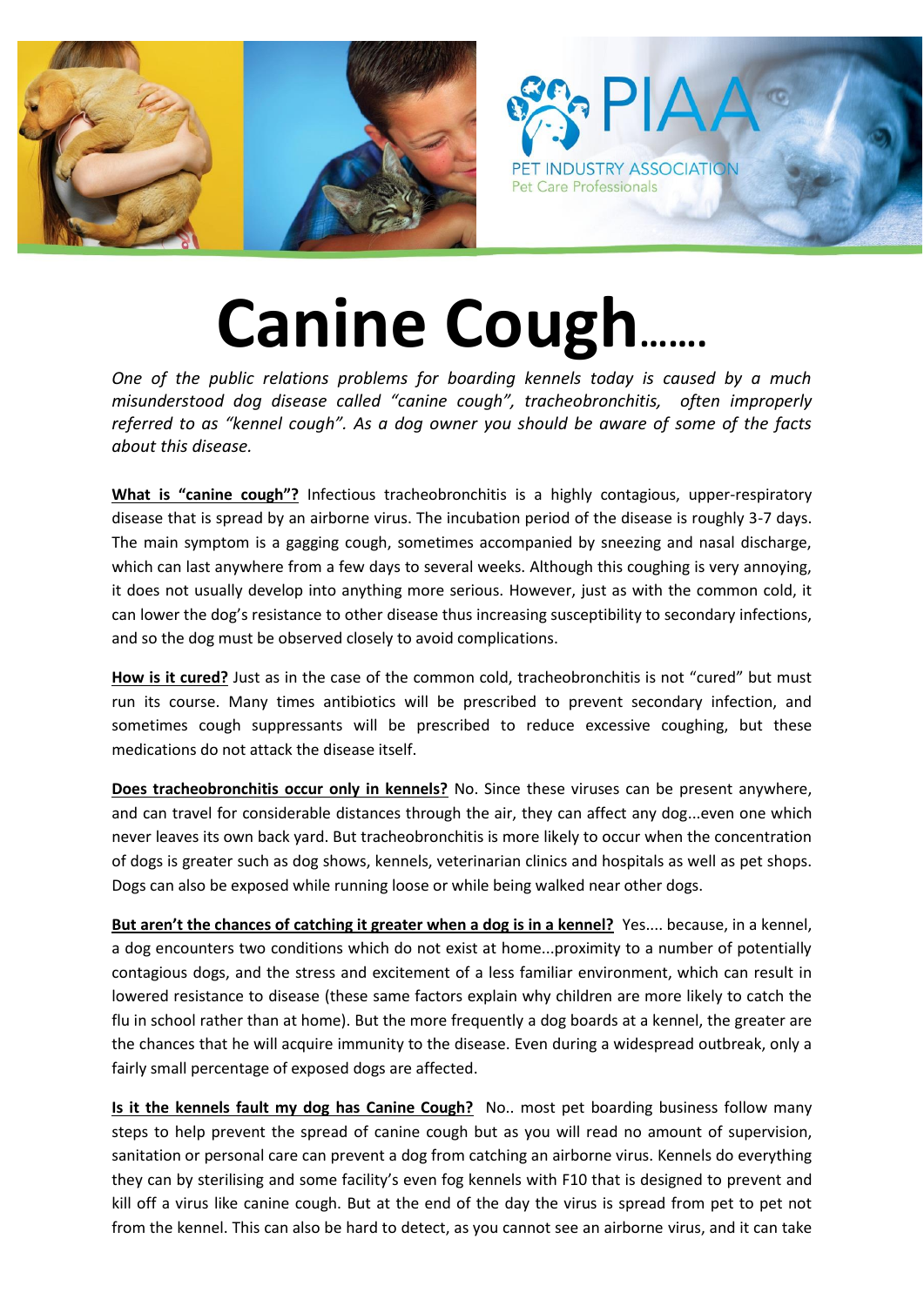PIAA

PET INDUSTRY ASSOCIATION

Pet Care Professionals

# Canine Cough.......

*One of the public relations problems for boarding kennels today is caused by a much misunderstood dog disease called "canine cough", tracheobronchitis, often improperly referred to as "kennel cough". As a dog owner you should be aware of some of the facts about this disease.*

**What is "canine cough"?** Infectious tracheobronchitis is a highly contagious, upper-respiratory disease that is spread by an airborne virus. The incubation period of the disease is roughly 3-7 days. The main symptom is a gagging cough, sometimes accompanied by sneezing and nasal discharge, which can last anywhere from a few days to several weeks. Although this coughing is very annoying, it does not usually develop into anything more serious. However, just as with the common cold, it can lower the dog's resistance to other disease thus increasing susceptibility to secondary infections, and so the dog must be observed closely to avoid complications.

**How is it cured?** Just as in the case of the common cold, tracheobronchitis is not "cured" but must run its course. Many times antibiotics will be prescribed to prevent secondary infection, and sometimes cough suppressants will be prescribed to reduce excessive coughing, but these medications do not attack the disease itself.

**Does tracheobronchitis occur only in kennels?** No. Since these viruses can be present anywhere, and can travel for considerable distances through the air, they can affect any dog...even one which never leaves its own back yard. But tracheobronchitis is more likely to occur when the concentration of dogs is greater such as dog shows, kennels, veterinarian clinics and hospitals as well as pet shops. Dogs can also be exposed while running loose or while being walked near other dogs.

**But aren't the chances of catching it greater when a dog is in a kennel?** Yes.... because, in a kennel, a dog encounters two conditions which do not exist at home...proximity to a number of potentially contagious dogs, and the stress and excitement of a less familiar environment, which can result in lowered resistance to disease (these same factors explain why children are more likely to catch the flu in school rather than at home). But the more frequently a dog boards at a kennel, the greater are the chances that he will acquire immunity to the disease. Even during a widespread outbreak, only a fairly small percentage of exposed dogs are affected.

**Is it the kennels fault my dog has Canine Cough?** No.. most pet boarding business follow many steps to help prevent the spread of canine cough but as you will read no amount of supervision, sanitation or personal care can prevent a dog from catching an airborne virus. Kennels do everything they can by sterilising and some facility's even fog kennels with F10 that is designed to prevent and kill off a virus like canine cough. But at the end of the day the virus is spread from pet to pet not from the kennel. This can also be hard to detect, as you cannot see an airborne virus, and it can take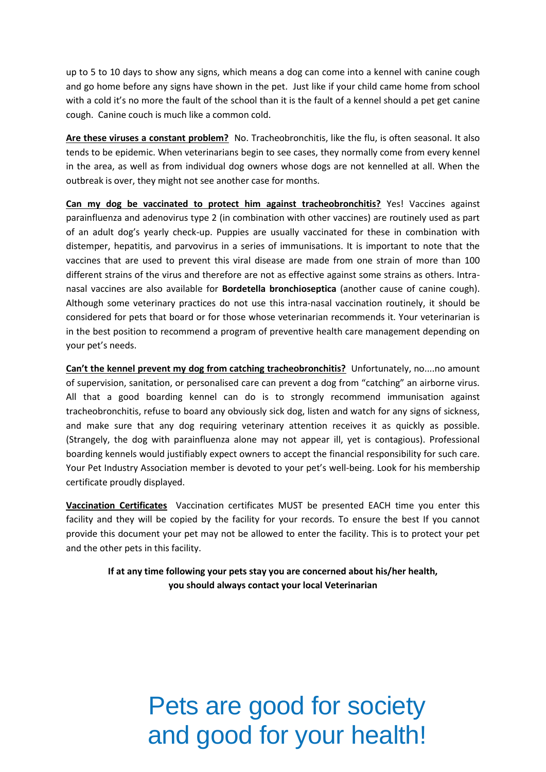up to 5 to 10 days to show any signs, which means a dog can come into a kennel with canine cough and go home before any signs have shown in the pet. Just like if your child came home from school with a cold it's no more the fault of the school than it is the fault of a kennel should a pet get canine cough. Canine couch is much like a common cold.

**Are these viruses a constant problem?** No. Tracheobronchitis, like the flu, is often seasonal. It also tends to be epidemic. When veterinarians begin to see cases, they normally come from every kennel in the area, as well as from individual dog owners whose dogs are not kennelled at all. When the outbreak is over, they might not see another case for months.

**Can my dog be vaccinated to protect him against tracheobronchitis?** Yes! Vaccines against parainfluenza and adenovirus type 2 (in combination with other vaccines) are routinely used as part of an adult dog's yearly check-up. Puppies are usually vaccinated for these in combination with distemper, hepatitis, and parvovirus in a series of immunisations. It is important to note that the vaccines that are used to prevent this viral disease are made from one strain of more than 100 different strains of the virus and therefore are not as effective against some strains as others. Intra-nasal vaccines are also available for **Bordetella bronchioseptica** (another cause of canine cough). Although some veterinary practices do not use this intra-nasal vaccination routinely, it should be considered for pets that board or for those whose veterinarian recommends it. Your veterinarian is in the best position to recommend a program of preventive health care management depending on your pet's needs.

**Can't the kennel prevent my dog from catching tracheobronchitis?** Unfortunately, no....no amount of supervision, sanitation, or personalised care can prevent a dog from "catching" an airborne virus. All that a good boarding kennel can do is to strongly recommend immunisation against tracheobronchitis, refuse to board any obviously sick dog, listen and watch for any signs of sickness, and make sure that any dog requiring veterinary attention receives it as quickly as possible. (Strangely, the dog with parainfluenza alone may not appear ill, yet is contagious). Professional boarding kennels would justifiably expect owners to accept the financial responsibility for such care. Your Pet Industry Association member is devoted to your pet's well-being. Look for his membership certificate proudly displayed.

**Vaccination Certificates** Vaccination certificates MUST be presented EACH time you enter this facility and they will be copied by the facility for your records. To ensure the best If you cannot provide this document your pet may not be allowed to enter the facility. This is to protect your pet and the other pets in this facility.

**If at any time following your pets stay you are concerned about his/her health, you should always contact your local Veterinarian**

Pets are good for society
and good for your health!